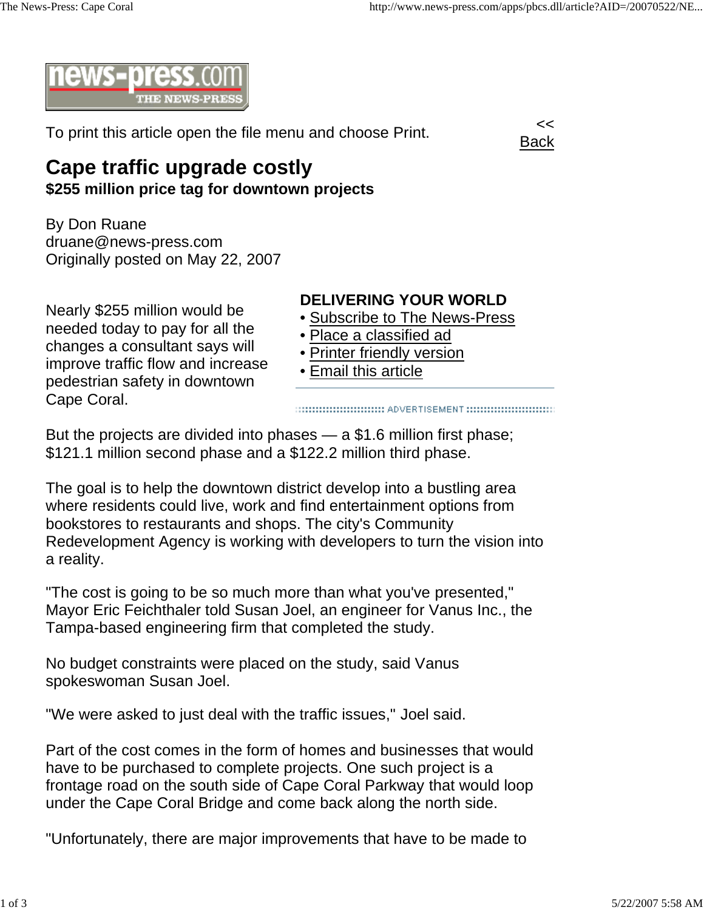To print this article open the file menu and choose Print.

<< Back

# Cape traffic upgrade costly

## $255 million price tag for downtown projects

By Don Ruane
druane@news-press.com
Originally posted on May 22, 2007

**DELIVERING YOUR WORLD**

- Subscribe to The News-Press
- Place a classified ad
- Printer friendly version
- Email this article

Nearly $255 million would be needed today to pay for all the changes a consultant says will improve traffic flow and increase pedestrian safety in downtown Cape Coral.

But the projects are divided into phases — a $1.6 million first phase; $121.1 million second phase and a $122.2 million third phase.

The goal is to help the downtown district develop into a bustling area where residents could live, work and find entertainment options from bookstores to restaurants and shops. The city's Community Redevelopment Agency is working with developers to turn the vision into a reality.

"The cost is going to be so much more than what you've presented," Mayor Eric Feichthaler told Susan Joel, an engineer for Vanus Inc., the Tampa-based engineering firm that completed the study.

No budget constraints were placed on the study, said Vanus spokeswoman Susan Joel.

"We were asked to just deal with the traffic issues," Joel said.

Part of the cost comes in the form of homes and businesses that would have to be purchased to complete projects. One such project is a frontage road on the south side of Cape Coral Parkway that would loop under the Cape Coral Bridge and come back along the north side.

"Unfortunately, there are major improvements that have to be made to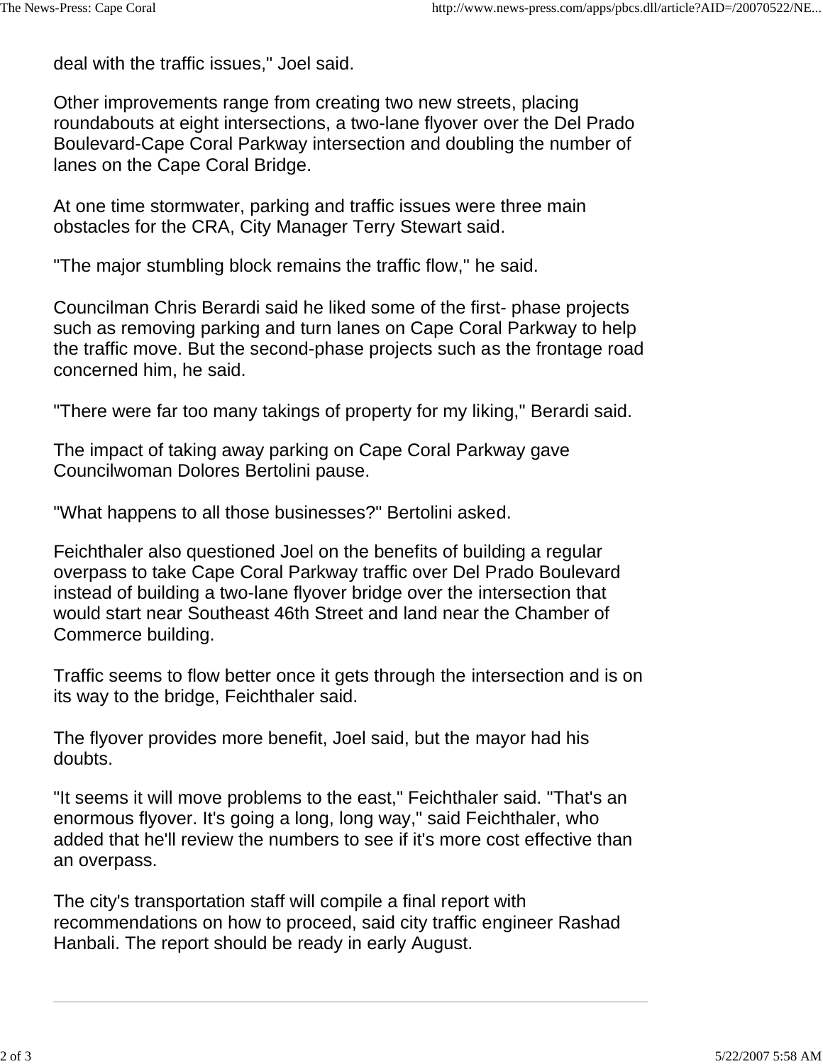deal with the traffic issues," Joel said.

Other improvements range from creating two new streets, placing roundabouts at eight intersections, a two-lane flyover over the Del Prado Boulevard-Cape Coral Parkway intersection and doubling the number of lanes on the Cape Coral Bridge.

At one time stormwater, parking and traffic issues were three main obstacles for the CRA, City Manager Terry Stewart said.

"The major stumbling block remains the traffic flow," he said.

Councilman Chris Berardi said he liked some of the first- phase projects such as removing parking and turn lanes on Cape Coral Parkway to help the traffic move. But the second-phase projects such as the frontage road concerned him, he said.

"There were far too many takings of property for my liking," Berardi said.

The impact of taking away parking on Cape Coral Parkway gave Councilwoman Dolores Bertolini pause.

"What happens to all those businesses?" Bertolini asked.

Feichthaler also questioned Joel on the benefits of building a regular overpass to take Cape Coral Parkway traffic over Del Prado Boulevard instead of building a two-lane flyover bridge over the intersection that would start near Southeast 46th Street and land near the Chamber of Commerce building.

Traffic seems to flow better once it gets through the intersection and is on its way to the bridge, Feichthaler said.

The flyover provides more benefit, Joel said, but the mayor had his doubts.

"It seems it will move problems to the east," Feichthaler said. "That's an enormous flyover. It's going a long, long way," said Feichthaler, who added that he'll review the numbers to see if it's more cost effective than an overpass.

The city's transportation staff will compile a final report with recommendations on how to proceed, said city traffic engineer Rashad Hanbali. The report should be ready in early August.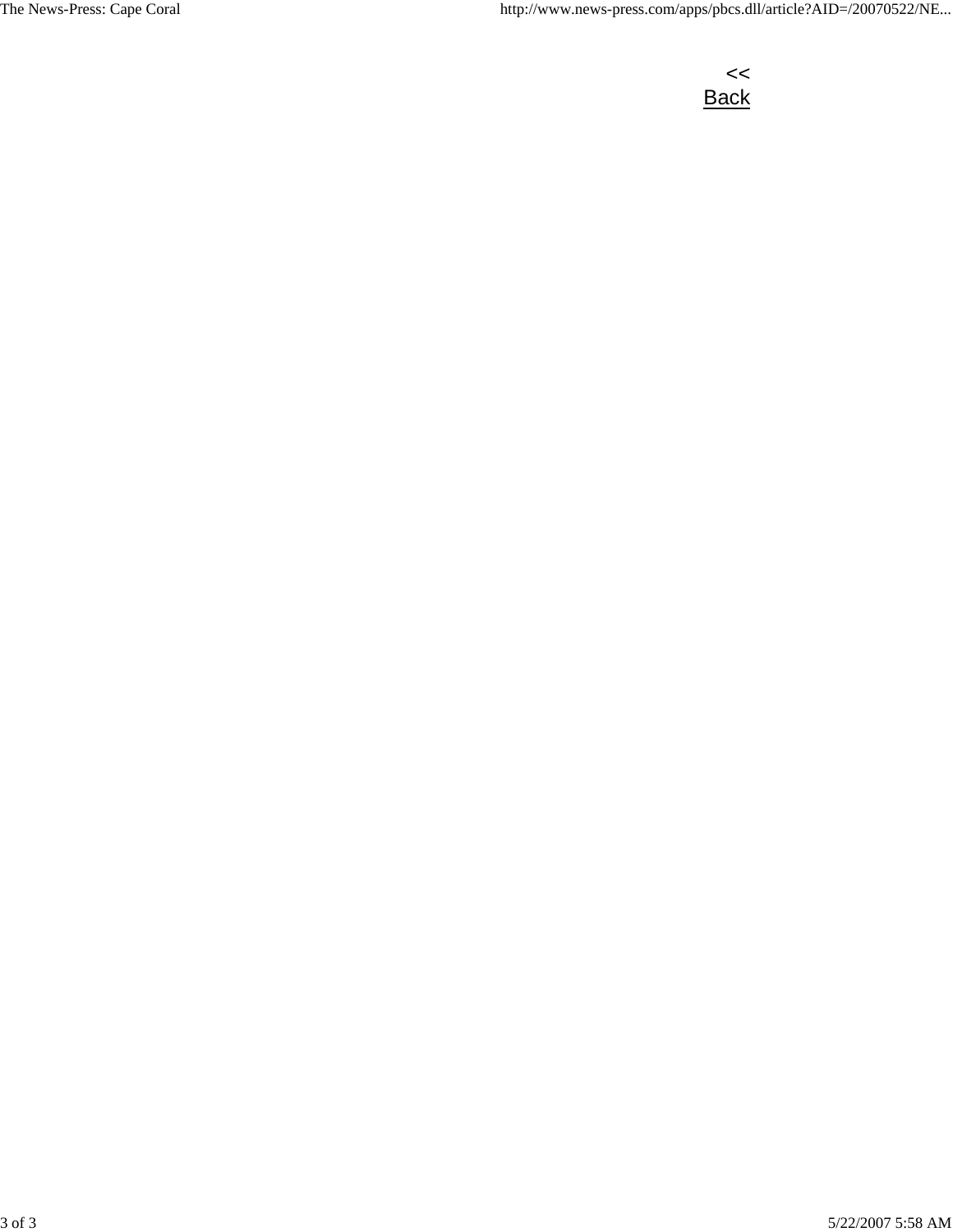<< Back